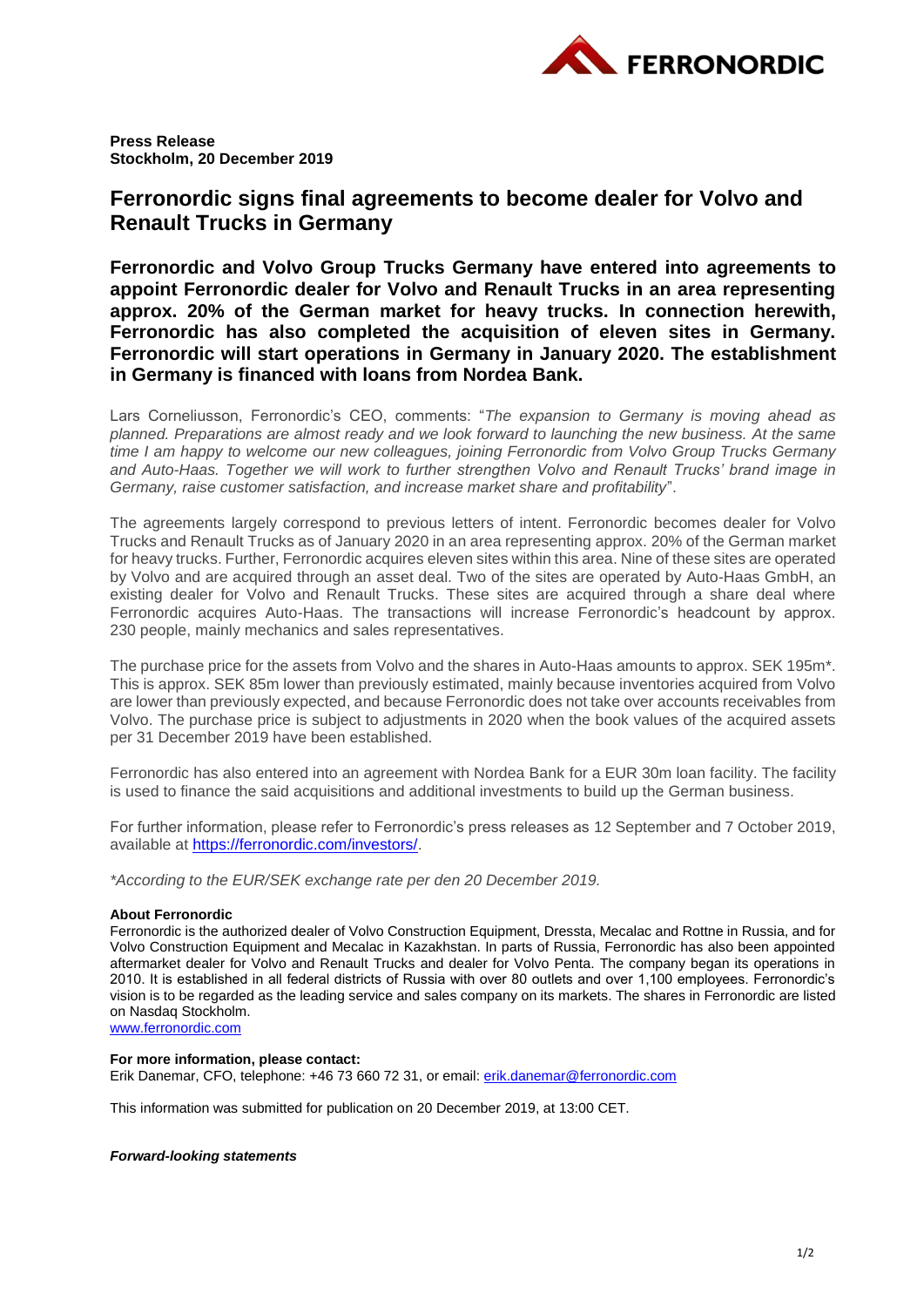**Press Release**
**Stockholm, 20 December 2019**

# Ferronordic signs final agreements to become dealer for Volvo and Renault Trucks in Germany

**Ferronordic and Volvo Group Trucks Germany have entered into agreements to appoint Ferronordic dealer for Volvo and Renault Trucks in an area representing approx. 20% of the German market for heavy trucks. In connection herewith, Ferronordic has also completed the acquisition of eleven sites in Germany. Ferronordic will start operations in Germany in January 2020. The establishment in Germany is financed with loans from Nordea Bank.**

Lars Corneliusson, Ferronordic's CEO, comments: "*The expansion to Germany is moving ahead as planned. Preparations are almost ready and we look forward to launching the new business. At the same time I am happy to welcome our new colleagues, joining Ferronordic from Volvo Group Trucks Germany and Auto-Haas. Together we will work to further strengthen Volvo and Renault Trucks' brand image in Germany, raise customer satisfaction, and increase market share and profitability*".

The agreements largely correspond to previous letters of intent. Ferronordic becomes dealer for Volvo Trucks and Renault Trucks as of January 2020 in an area representing approx. 20% of the German market for heavy trucks. Further, Ferronordic acquires eleven sites within this area. Nine of these sites are operated by Volvo and are acquired through an asset deal. Two of the sites are operated by Auto-Haas GmbH, an existing dealer for Volvo and Renault Trucks. These sites are acquired through a share deal where Ferronordic acquires Auto-Haas. The transactions will increase Ferronordic's headcount by approx. 230 people, mainly mechanics and sales representatives.

The purchase price for the assets from Volvo and the shares in Auto-Haas amounts to approx. SEK 195m*. This is approx. SEK 85m lower than previously estimated, mainly because inventories acquired from Volvo are lower than previously expected, and because Ferronordic does not take over accounts receivables from Volvo. The purchase price is subject to adjustments in 2020 when the book values of the acquired assets per 31 December 2019 have been established.

Ferronordic has also entered into an agreement with Nordea Bank for a EUR 30m loan facility. The facility is used to finance the said acquisitions and additional investments to build up the German business.

For further information, please refer to Ferronordic's press releases as 12 September and 7 October 2019, available at https://ferronordic.com/investors/.

*\*According to the EUR/SEK exchange rate per den 20 December 2019.*

**About Ferronordic**
Ferronordic is the authorized dealer of Volvo Construction Equipment, Dressta, Mecalac and Rottne in Russia, and for Volvo Construction Equipment and Mecalac in Kazakhstan. In parts of Russia, Ferronordic has also been appointed aftermarket dealer for Volvo and Renault Trucks and dealer for Volvo Penta. The company began its operations in 2010. It is established in all federal districts of Russia with over 80 outlets and over 1,100 employees. Ferronordic's vision is to be regarded as the leading service and sales company on its markets. The shares in Ferronordic are listed on Nasdaq Stockholm.
www.ferronordic.com

**For more information, please contact:**
Erik Danemar, CFO, telephone: +46 73 660 72 31, or email: erik.danemar@ferronordic.com

This information was submitted for publication on 20 December 2019, at 13:00 CET.

***Forward-looking statements***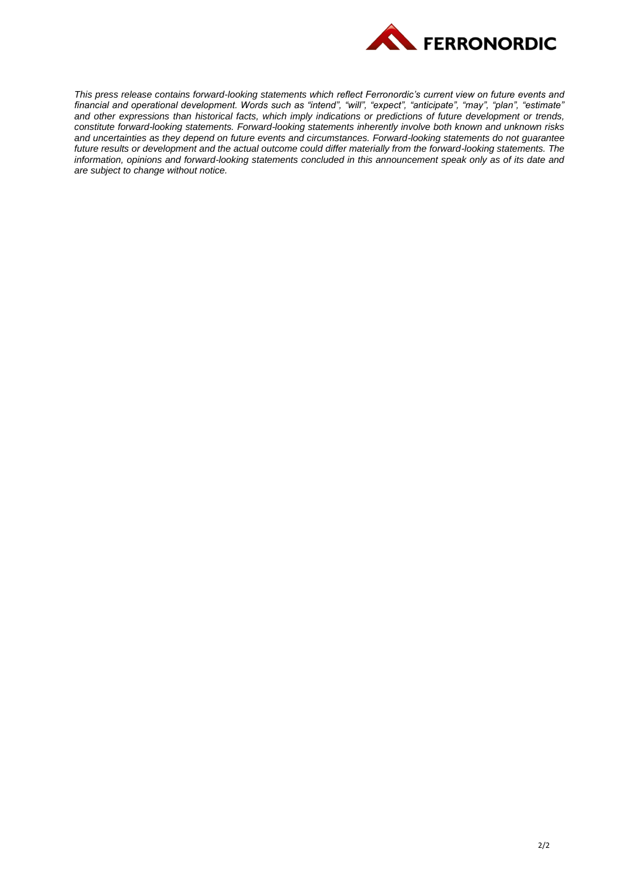*This press release contains forward-looking statements which reflect Ferronordic's current view on future events and financial and operational development. Words such as "intend", "will", "expect", "anticipate", "may", "plan", "estimate" and other expressions than historical facts, which imply indications or predictions of future development or trends, constitute forward-looking statements. Forward-looking statements inherently involve both known and unknown risks and uncertainties as they depend on future events and circumstances. Forward-looking statements do not guarantee future results or development and the actual outcome could differ materially from the forward-looking statements. The information, opinions and forward-looking statements concluded in this announcement speak only as of its date and are subject to change without notice.*